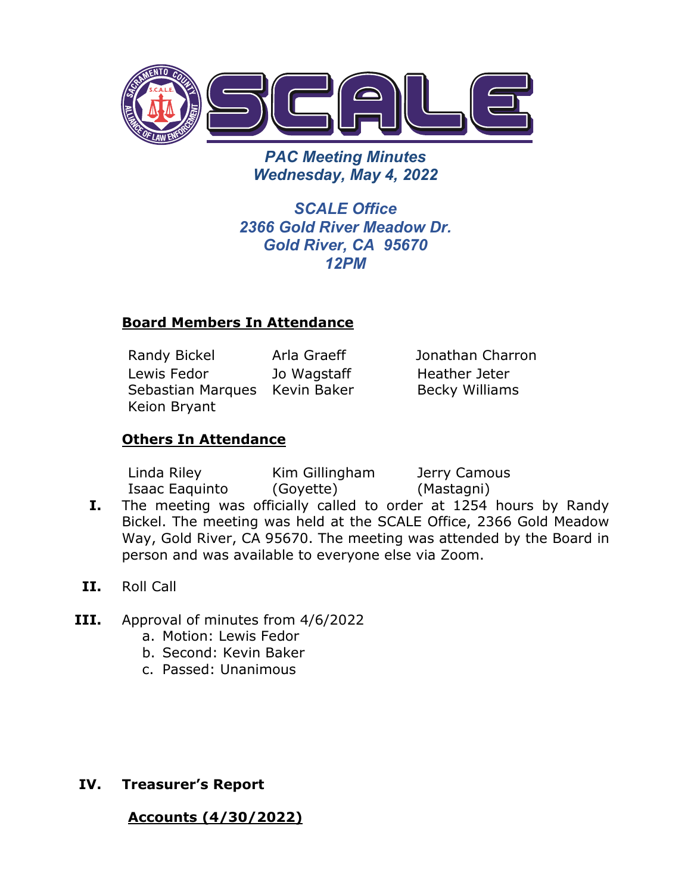# SCALE

*PAC Meeting Minutes*
*Wednesday, May 4, 2022*

*SCALE Office*
*2366 Gold River Meadow Dr.*
*Gold River, CA 95670*
*12PM*

## Board Members In Attendance

| | | |
|---|---|---|
| Randy Bickel | Arla Graeff | Jonathan Charron |
| Lewis Fedor | Jo Wagstaff | Heather Jeter |
| Sebastian Marques | Kevin Baker | Becky Williams |
| Keion Bryant | | |

## Others In Attendance

| | | |
|---|---|---|
| Linda Riley | Kim Gillingham | Jerry Camous |
| Isaac Eaquinto | (Goyette) | (Mastagni) |

I. The meeting was officially called to order at 1254 hours by Randy Bickel. The meeting was held at the SCALE Office, 2366 Gold Meadow Way, Gold River, CA 95670. The meeting was attended by the Board in person and was available to everyone else via Zoom.

II. Roll Call

III. Approval of minutes from 4/6/2022
   a. Motion: Lewis Fedor
   b. Second: Kevin Baker
   c. Passed: Unanimous

IV. **Treasurer's Report**

**Accounts (4/30/2022)**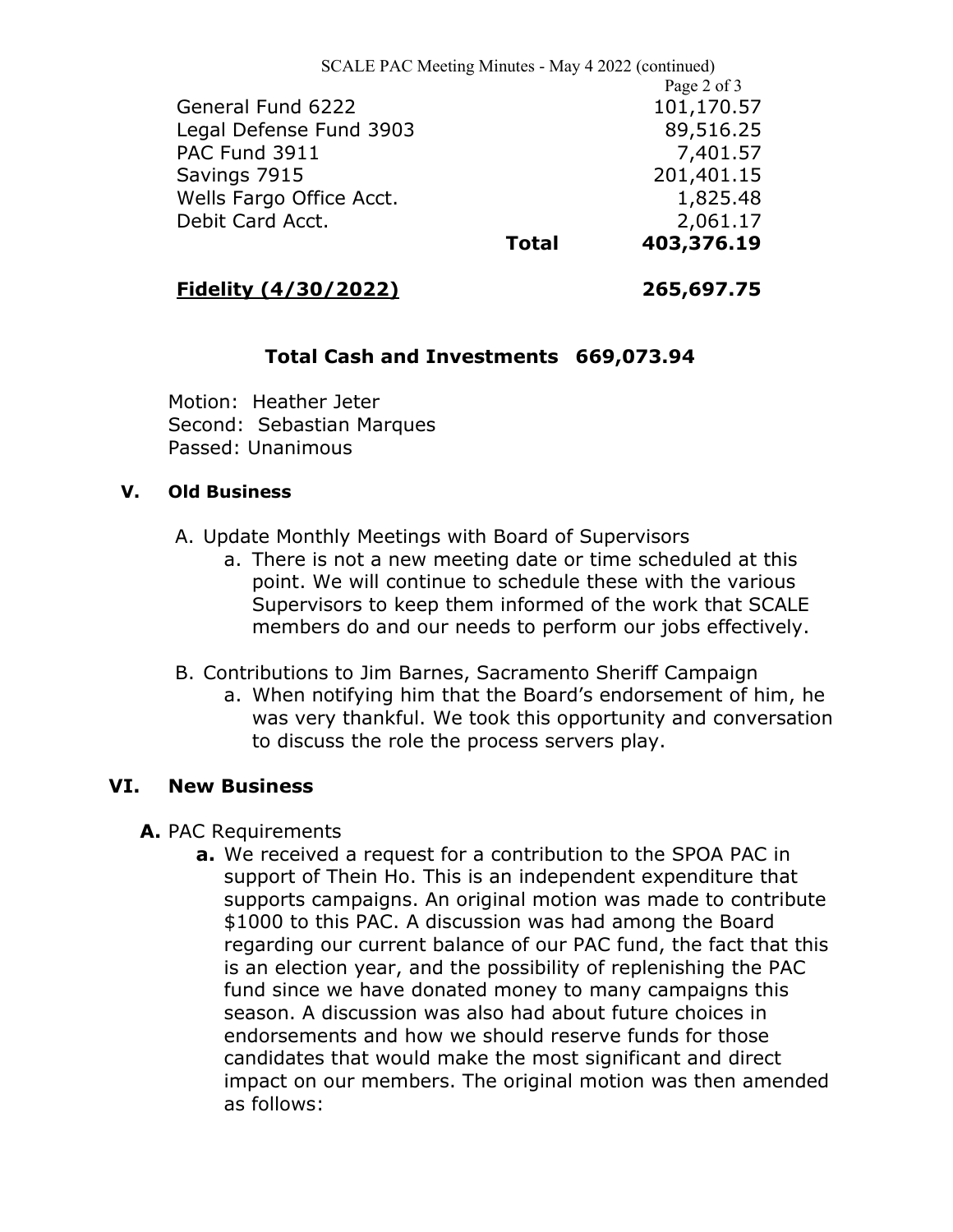| | | |
|---|---|---|
| General Fund 6222 | | 101,170.57 |
| Legal Defense Fund 3903 | | 89,516.25 |
| PAC Fund 3911 | | 7,401.57 |
| Savings 7915 | | 201,401.15 |
| Wells Fargo Office Acct. | | 1,825.48 |
| Debit Card Acct. | | 2,061.17 |
| | **Total** | **403,376.19** |
| **Fidelity (4/30/2022)** | | **265,697.75** |

**Total Cash and Investments 669,073.94**

Motion: Heather Jeter
Second: Sebastian Marques
Passed: Unanimous

## V. Old Business

A. Update Monthly Meetings with Board of Supervisors
   a. There is not a new meeting date or time scheduled at this point. We will continue to schedule these with the various Supervisors to keep them informed of the work that SCALE members do and our needs to perform our jobs effectively.

B. Contributions to Jim Barnes, Sacramento Sheriff Campaign
   a. When notifying him that the Board's endorsement of him, he was very thankful. We took this opportunity and conversation to discuss the role the process servers play.

## VI. New Business

**A.** PAC Requirements
   **a.** We received a request for a contribution to the SPOA PAC in support of Thein Ho. This is an independent expenditure that supports campaigns. An original motion was made to contribute $1000 to this PAC. A discussion was had among the Board regarding our current balance of our PAC fund, the fact that this is an election year, and the possibility of replenishing the PAC fund since we have donated money to many campaigns this season. A discussion was also had about future choices in endorsements and how we should reserve funds for those candidates that would make the most significant and direct impact on our members. The original motion was then amended as follows: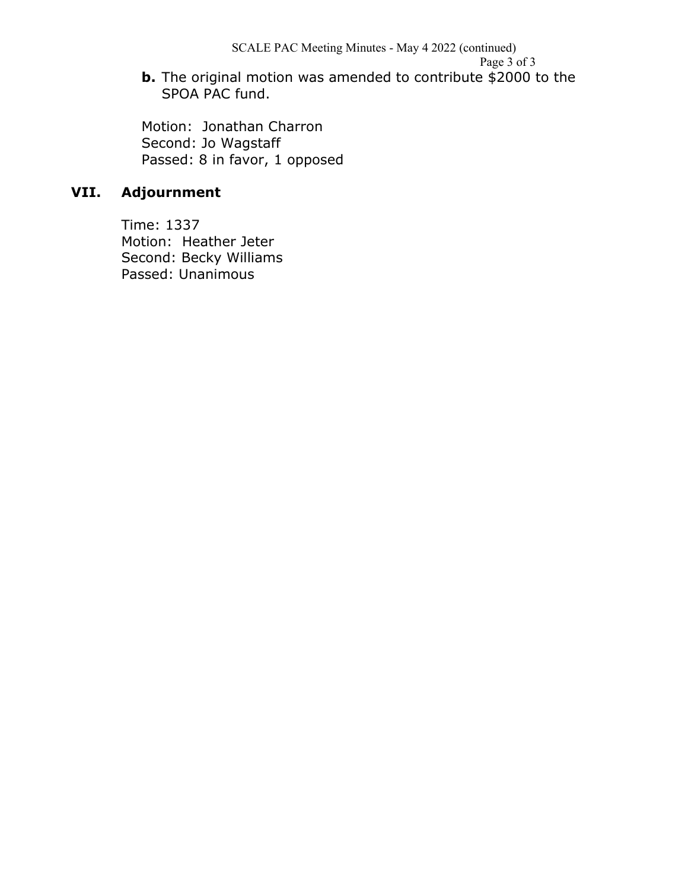**b.** The original motion was amended to contribute $2000 to the SPOA PAC fund.

Motion: Jonathan Charron
Second: Jo Wagstaff
Passed: 8 in favor, 1 opposed

## VII. Adjournment

Time: 1337
Motion: Heather Jeter
Second: Becky Williams
Passed: Unanimous